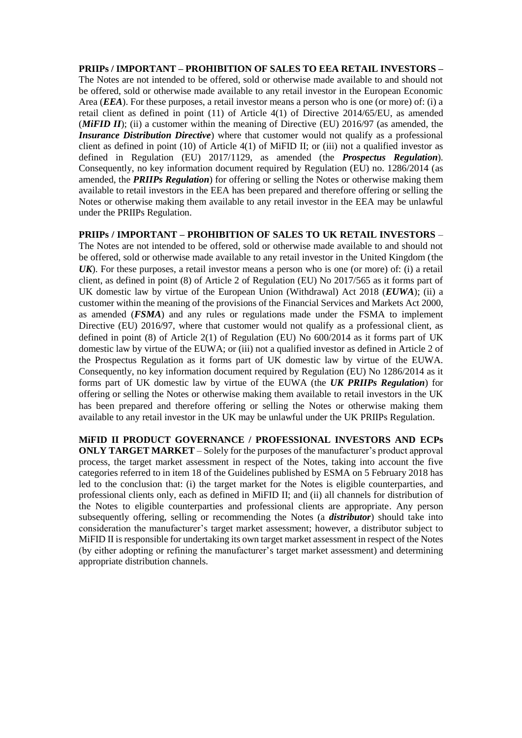**PRIIPs / IMPORTANT – PROHIBITION OF SALES TO EEA RETAIL INVESTORS –** The Notes are not intended to be offered, sold or otherwise made available to and should not be offered, sold or otherwise made available to any retail investor in the European Economic Area (***EEA***). For these purposes, a retail investor means a person who is one (or more) of: (i) a retail client as defined in point (11) of Article 4(1) of Directive 2014/65/EU, as amended (***MiFID II***); (ii) a customer within the meaning of Directive (EU) 2016/97 (as amended, the ***Insurance Distribution Directive***) where that customer would not qualify as a professional client as defined in point (10) of Article 4(1) of MiFID II; or (iii) not a qualified investor as defined in Regulation (EU) 2017/1129, as amended (the ***Prospectus Regulation***). Consequently, no key information document required by Regulation (EU) no. 1286/2014 (as amended, the ***PRIIPs Regulation***) for offering or selling the Notes or otherwise making them available to retail investors in the EEA has been prepared and therefore offering or selling the Notes or otherwise making them available to any retail investor in the EEA may be unlawful under the PRIIPs Regulation.

**PRIIPs / IMPORTANT – PROHIBITION OF SALES TO UK RETAIL INVESTORS** – The Notes are not intended to be offered, sold or otherwise made available to and should not be offered, sold or otherwise made available to any retail investor in the United Kingdom (the ***UK***). For these purposes, a retail investor means a person who is one (or more) of: (i) a retail client, as defined in point (8) of Article 2 of Regulation (EU) No 2017/565 as it forms part of UK domestic law by virtue of the European Union (Withdrawal) Act 2018 (***EUWA***); (ii) a customer within the meaning of the provisions of the Financial Services and Markets Act 2000, as amended (***FSMA***) and any rules or regulations made under the FSMA to implement Directive (EU) 2016/97, where that customer would not qualify as a professional client, as defined in point (8) of Article 2(1) of Regulation (EU) No 600/2014 as it forms part of UK domestic law by virtue of the EUWA; or (iii) not a qualified investor as defined in Article 2 of the Prospectus Regulation as it forms part of UK domestic law by virtue of the EUWA. Consequently, no key information document required by Regulation (EU) No 1286/2014 as it forms part of UK domestic law by virtue of the EUWA (the ***UK PRIIPs Regulation***) for offering or selling the Notes or otherwise making them available to retail investors in the UK has been prepared and therefore offering or selling the Notes or otherwise making them available to any retail investor in the UK may be unlawful under the UK PRIIPs Regulation.

**MiFID II PRODUCT GOVERNANCE / PROFESSIONAL INVESTORS AND ECPs ONLY TARGET MARKET** – Solely for the purposes of the manufacturer's product approval process, the target market assessment in respect of the Notes, taking into account the five categories referred to in item 18 of the Guidelines published by ESMA on 5 February 2018 has led to the conclusion that: (i) the target market for the Notes is eligible counterparties, and professional clients only, each as defined in MiFID II; and (ii) all channels for distribution of the Notes to eligible counterparties and professional clients are appropriate. Any person subsequently offering, selling or recommending the Notes (a ***distributor***) should take into consideration the manufacturer's target market assessment; however, a distributor subject to MiFID II is responsible for undertaking its own target market assessment in respect of the Notes (by either adopting or refining the manufacturer's target market assessment) and determining appropriate distribution channels.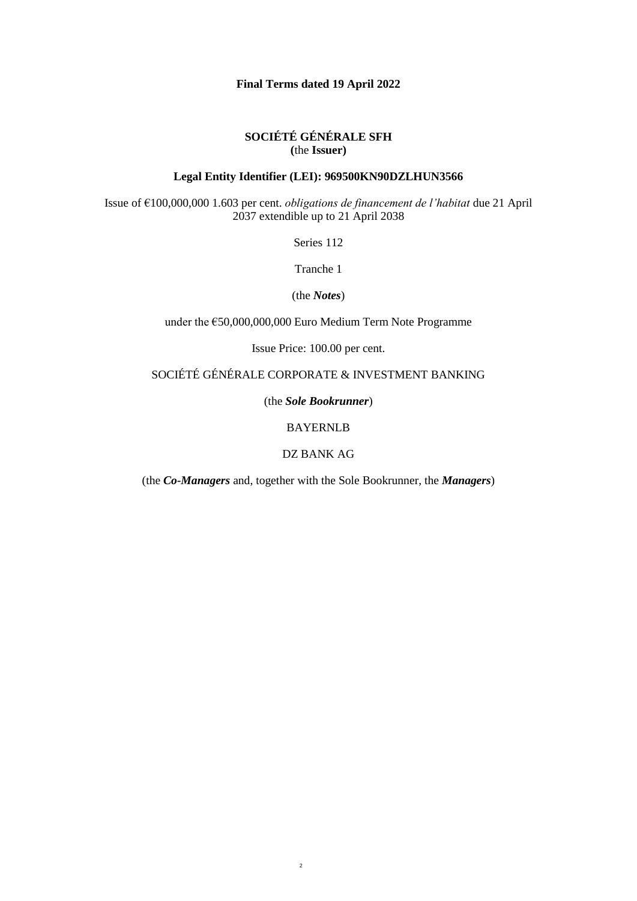**Final Terms dated 19 April 2022**

**SOCIÉTÉ GÉNÉRALE SFH**
**(**the **Issuer)**

**Legal Entity Identifier (LEI): 969500KN90DZLHUN3566**

Issue of €100,000,000 1.603 per cent. *obligations de financement de l'habitat* due 21 April 2037 extendible up to 21 April 2038

Series 112

Tranche 1

(the ***Notes***)

under the €50,000,000,000 Euro Medium Term Note Programme

Issue Price: 100.00 per cent.

SOCIÉTÉ GÉNÉRALE CORPORATE & INVESTMENT BANKING

(the ***Sole Bookrunner***)

BAYERNLB

DZ BANK AG

(the ***Co-Managers*** and, together with the Sole Bookrunner, the ***Managers***)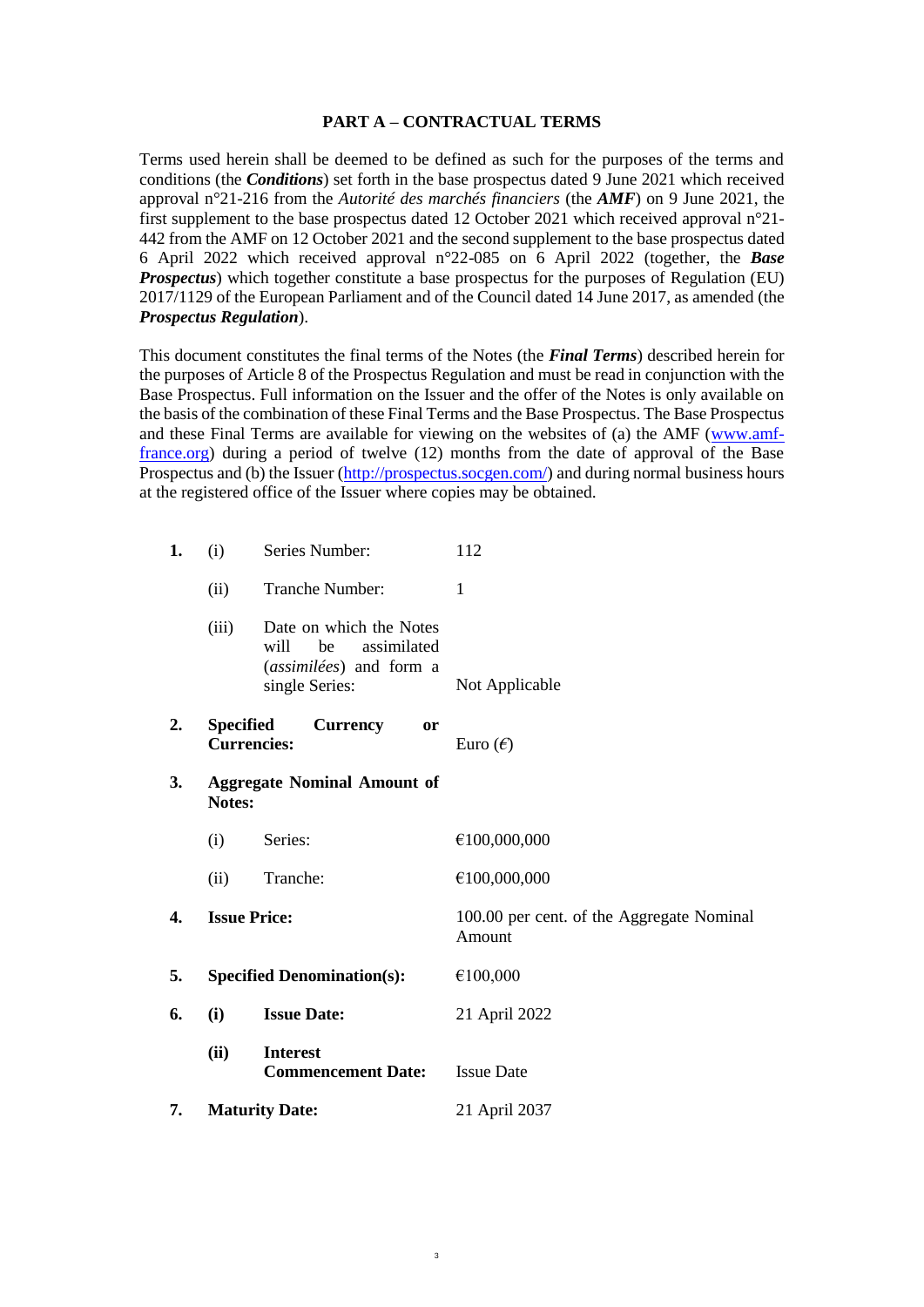## PART A – CONTRACTUAL TERMS

Terms used herein shall be deemed to be defined as such for the purposes of the terms and conditions (the ***Conditions***) set forth in the base prospectus dated 9 June 2021 which received approval n°21-216 from the *Autorité des marchés financiers* (the ***AMF***) on 9 June 2021, the first supplement to the base prospectus dated 12 October 2021 which received approval n°21-442 from the AMF on 12 October 2021 and the second supplement to the base prospectus dated 6 April 2022 which received approval n°22-085 on 6 April 2022 (together, the ***Base Prospectus***) which together constitute a base prospectus for the purposes of Regulation (EU) 2017/1129 of the European Parliament and of the Council dated 14 June 2017, as amended (the ***Prospectus Regulation***).

This document constitutes the final terms of the Notes (the ***Final Terms***) described herein for the purposes of Article 8 of the Prospectus Regulation and must be read in conjunction with the Base Prospectus. Full information on the Issuer and the offer of the Notes is only available on the basis of the combination of these Final Terms and the Base Prospectus. The Base Prospectus and these Final Terms are available for viewing on the websites of (a) the AMF (www.amf-france.org) during a period of twelve (12) months from the date of approval of the Base Prospectus and (b) the Issuer (http://prospectus.socgen.com/) and during normal business hours at the registered office of the Issuer where copies may be obtained.

| | | | |
|---|---|---|---|
| **1.** | (i) | Series Number: | 112 |
| | (ii) | Tranche Number: | 1 |
| | (iii) | Date on which the Notes will be assimilated (*assimilées*) and form a single Series: | Not Applicable |
| **2.** | **Specified Currency or Currencies:** | | Euro (€) |
| **3.** | **Aggregate Nominal Amount of Notes:** | | |
| | (i) | Series: | €100,000,000 |
| | (ii) | Tranche: | €100,000,000 |
| **4.** | **Issue Price:** | | 100.00 per cent. of the Aggregate Nominal Amount |
| **5.** | **Specified Denomination(s):** | | €100,000 |
| **6.** | **(i)** | **Issue Date:** | 21 April 2022 |
| | **(ii)** | **Interest Commencement Date:** | Issue Date |
| **7.** | **Maturity Date:** | | 21 April 2037 |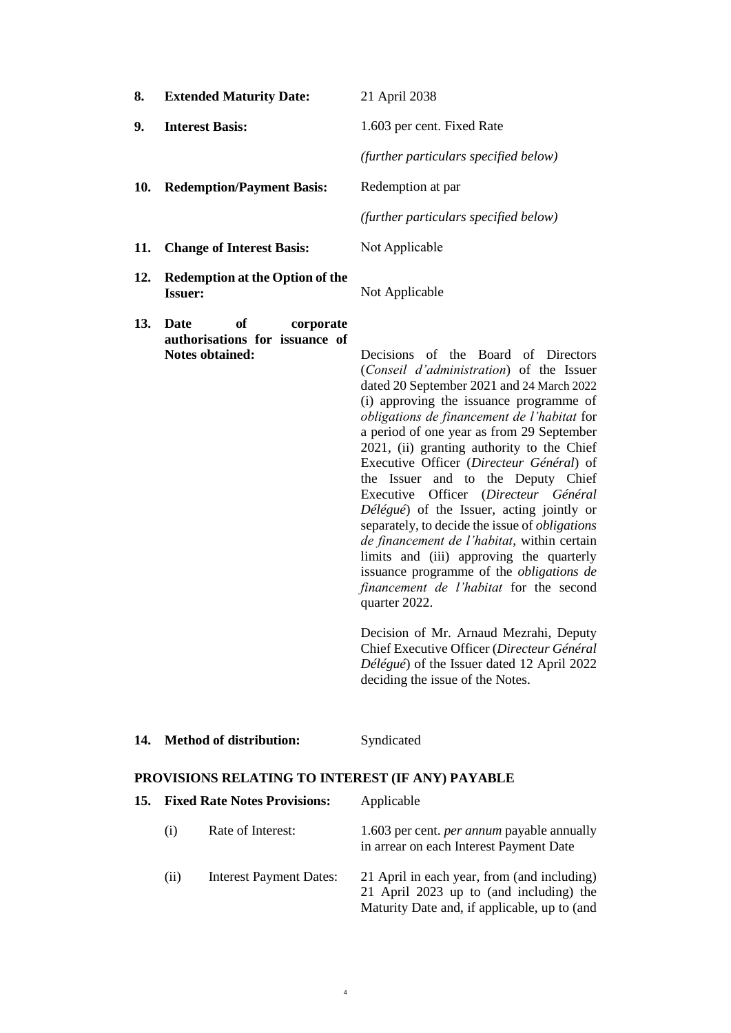| | | |
|---|---|---|
| **8.** | **Extended Maturity Date:** | 21 April 2038 |
| **9.** | **Interest Basis:** | 1.603 per cent. Fixed Rate<br><br>*(further particulars specified below)* |
| **10.** | **Redemption/Payment Basis:** | Redemption at par<br><br>*(further particulars specified below)* |
| **11.** | **Change of Interest Basis:** | Not Applicable |
| **12.** | **Redemption at the Option of the Issuer:** | Not Applicable |
| **13.** | **Date of corporate authorisations for issuance of Notes obtained:** | Decisions of the Board of Directors (*Conseil d'administration*) of the Issuer dated 20 September 2021 and 24 March 2022 (i) approving the issuance programme of *obligations de financement de l'habitat* for a period of one year as from 29 September 2021, (ii) granting authority to the Chief Executive Officer (*Directeur Général*) of the Issuer and to the Deputy Chief Executive Officer (*Directeur Général Délégué*) of the Issuer, acting jointly or separately, to decide the issue of *obligations de financement de l'habitat*, within certain limits and (iii) approving the quarterly issuance programme of the *obligations de financement de l'habitat* for the second quarter 2022.<br><br>Decision of Mr. Arnaud Mezrahi, Deputy Chief Executive Officer (*Directeur Général Délégué*) of the Issuer dated 12 April 2022 deciding the issue of the Notes. |
| **14.** | **Method of distribution:** | Syndicated |

## PROVISIONS RELATING TO INTEREST (IF ANY) PAYABLE

| | | |
|---|---|---|
| **15.** | **Fixed Rate Notes Provisions:** | Applicable |
| (i) | Rate of Interest: | 1.603 per cent. *per annum* payable annually in arrear on each Interest Payment Date |
| (ii) | Interest Payment Dates: | 21 April in each year, from (and including) 21 April 2023 up to (and including) the Maturity Date and, if applicable, up to (and |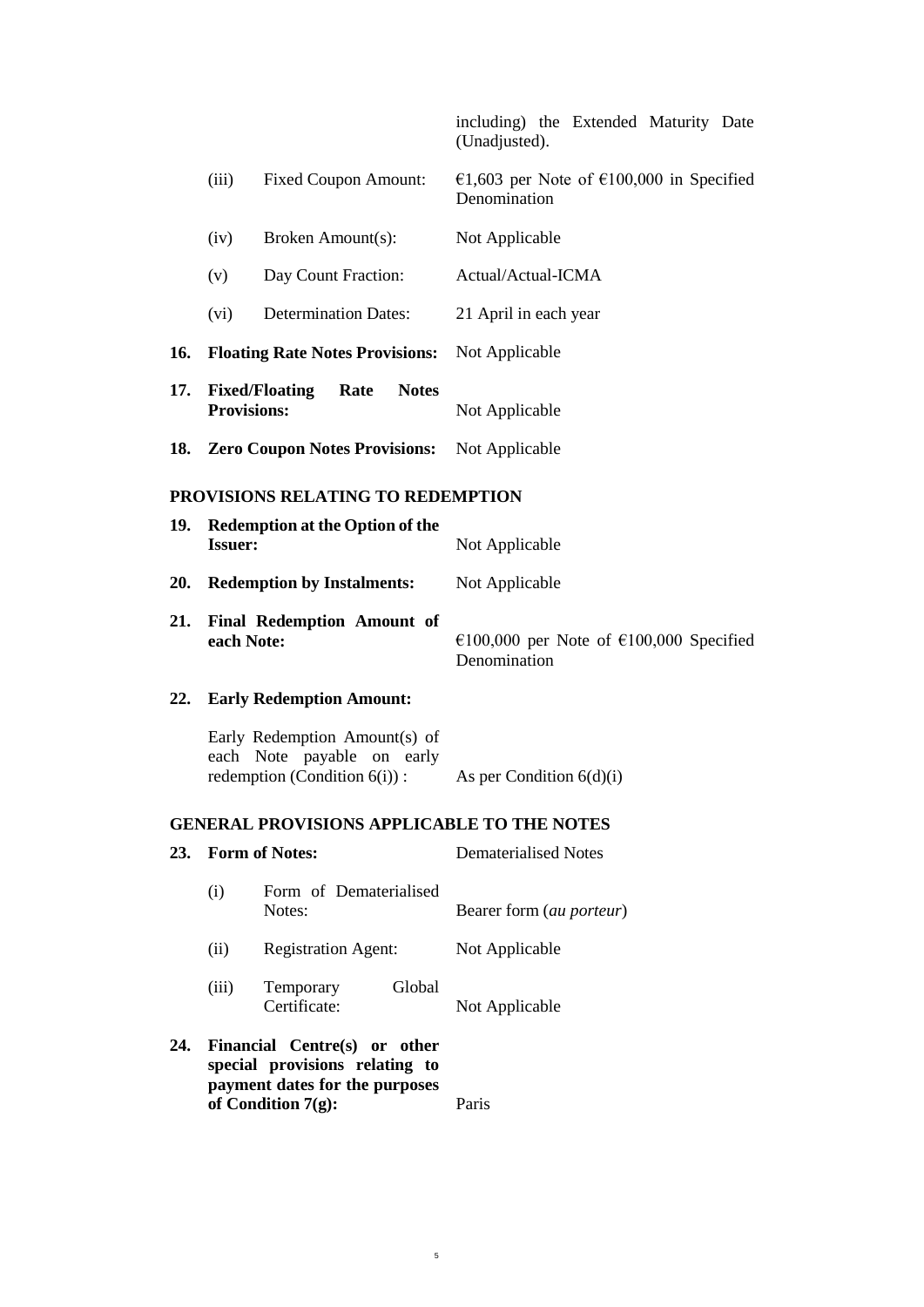| | | |
|---|---|---|
| | | including) the Extended Maturity Date (Unadjusted). |
| | (iii) Fixed Coupon Amount: | €1,603 per Note of €100,000 in Specified Denomination |
| | (iv) Broken Amount(s): | Not Applicable |
| | (v) Day Count Fraction: | Actual/Actual-ICMA |
| | (vi) Determination Dates: | 21 April in each year |
| **16.** | **Floating Rate Notes Provisions:** | Not Applicable |
| **17.** | **Fixed/Floating Rate Notes Provisions:** | Not Applicable |
| **18.** | **Zero Coupon Notes Provisions:** | Not Applicable |

## PROVISIONS RELATING TO REDEMPTION

| | | |
|---|---|---|
| **19.** | **Redemption at the Option of the Issuer:** | Not Applicable |
| **20.** | **Redemption by Instalments:** | Not Applicable |
| **21.** | **Final Redemption Amount of each Note:** | €100,000 per Note of €100,000 Specified Denomination |
| **22.** | **Early Redemption Amount:** | |
| | Early Redemption Amount(s) of each Note payable on early redemption (Condition 6(i)) : | As per Condition 6(d)(i) |

## GENERAL PROVISIONS APPLICABLE TO THE NOTES

| | | |
|---|---|---|
| **23.** | **Form of Notes:** | Dematerialised Notes |
| | (i) Form of Dematerialised Notes: | Bearer form (*au porteur*) |
| | (ii) Registration Agent: | Not Applicable |
| | (iii) Temporary Global Certificate: | Not Applicable |
| **24.** | **Financial Centre(s) or other special provisions relating to payment dates for the purposes of Condition 7(g):** | Paris |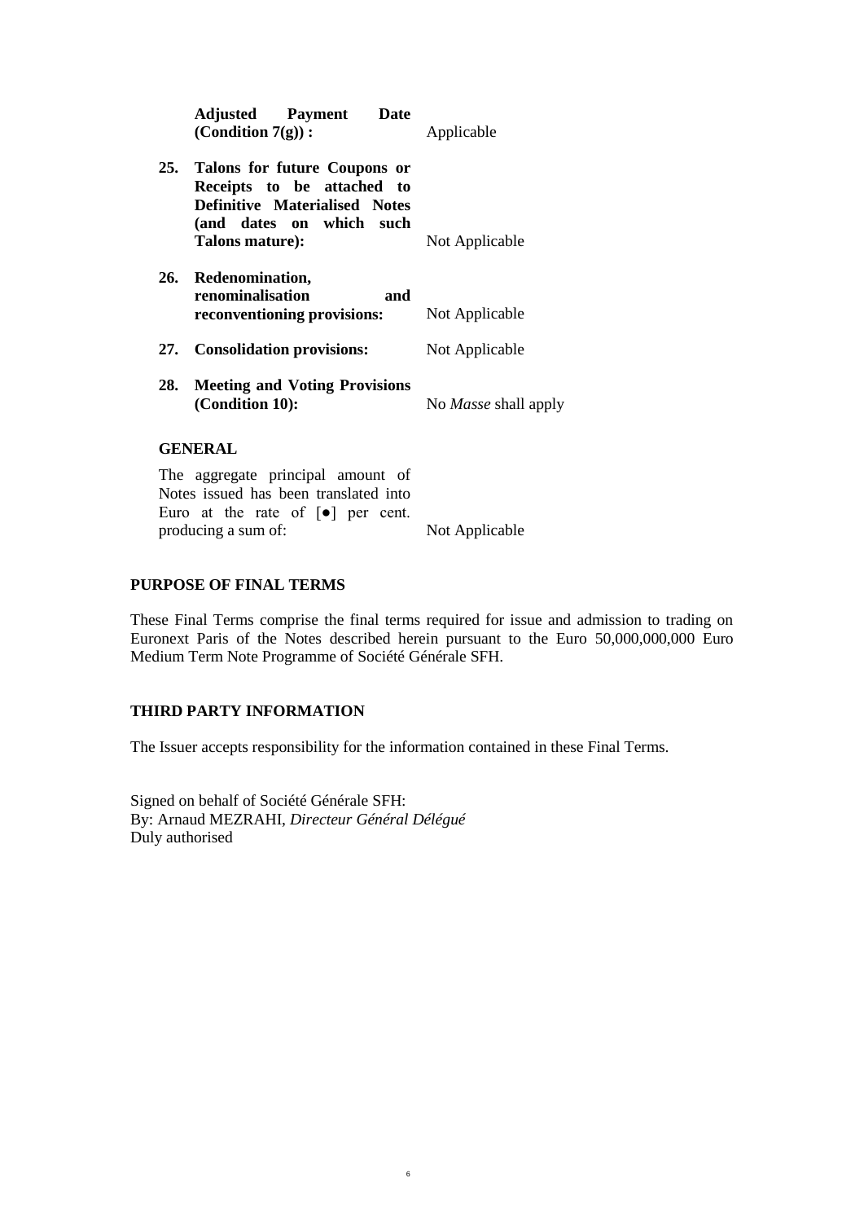| | | |
|---|---|---|
| | **Adjusted Payment Date (Condition 7(g)) :** | Applicable |
| **25.** | **Talons for future Coupons or Receipts to be attached to Definitive Materialised Notes (and dates on which such Talons mature):** | Not Applicable |
| **26.** | **Redenomination, renominalisation and reconventioning provisions:** | Not Applicable |
| **27.** | **Consolidation provisions:** | Not Applicable |
| **28.** | **Meeting and Voting Provisions (Condition 10):** | No *Masse* shall apply |

**GENERAL**

| | |
|---|---|
| The aggregate principal amount of Notes issued has been translated into Euro at the rate of [●] per cent. producing a sum of: | Not Applicable |

**PURPOSE OF FINAL TERMS**

These Final Terms comprise the final terms required for issue and admission to trading on Euronext Paris of the Notes described herein pursuant to the Euro 50,000,000,000 Euro Medium Term Note Programme of Société Générale SFH.

**THIRD PARTY INFORMATION**

The Issuer accepts responsibility for the information contained in these Final Terms.

Signed on behalf of Société Générale SFH:
By: Arnaud MEZRAHI, *Directeur Général Délégué*
Duly authorised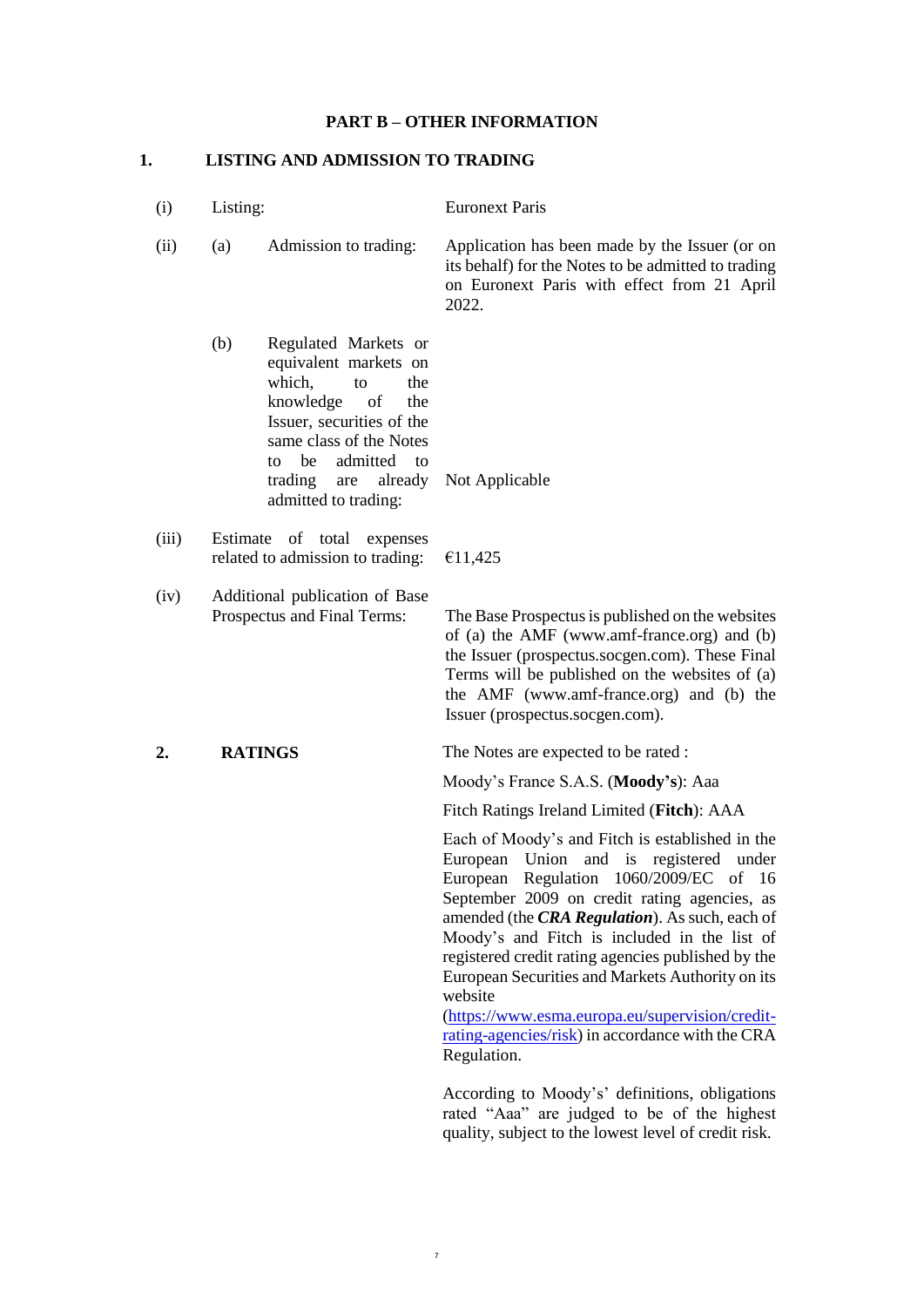## PART B – OTHER INFORMATION

### 1. LISTING AND ADMISSION TO TRADING

| | | |
|---|---|---|
| (i) | Listing: | Euronext Paris |
| (ii) | (a) Admission to trading: | Application has been made by the Issuer (or on its behalf) for the Notes to be admitted to trading on Euronext Paris with effect from 21 April 2022. |
| | (b) Regulated Markets or equivalent markets on which, to the knowledge of the Issuer, securities of the same class of the Notes to be admitted to trading are already admitted to trading: | Not Applicable |
| (iii) | Estimate of total expenses related to admission to trading: | €11,425 |
| (iv) | Additional publication of Base Prospectus and Final Terms: | The Base Prospectus is published on the websites of (a) the AMF (www.amf-france.org) and (b) the Issuer (prospectus.socgen.com). These Final Terms will be published on the websites of (a) the AMF (www.amf-france.org) and (b) the Issuer (prospectus.socgen.com). |

### 2. RATINGS

The Notes are expected to be rated :

Moody's France S.A.S. (**Moody's**): Aaa

Fitch Ratings Ireland Limited (**Fitch**): AAA

Each of Moody's and Fitch is established in the European Union and is registered under European Regulation 1060/2009/EC of 16 September 2009 on credit rating agencies, as amended (the ***CRA Regulation***). As such, each of Moody's and Fitch is included in the list of registered credit rating agencies published by the European Securities and Markets Authority on its website (https://www.esma.europa.eu/supervision/credit-rating-agencies/risk) in accordance with the CRA Regulation.

According to Moody's' definitions, obligations rated "Aaa" are judged to be of the highest quality, subject to the lowest level of credit risk.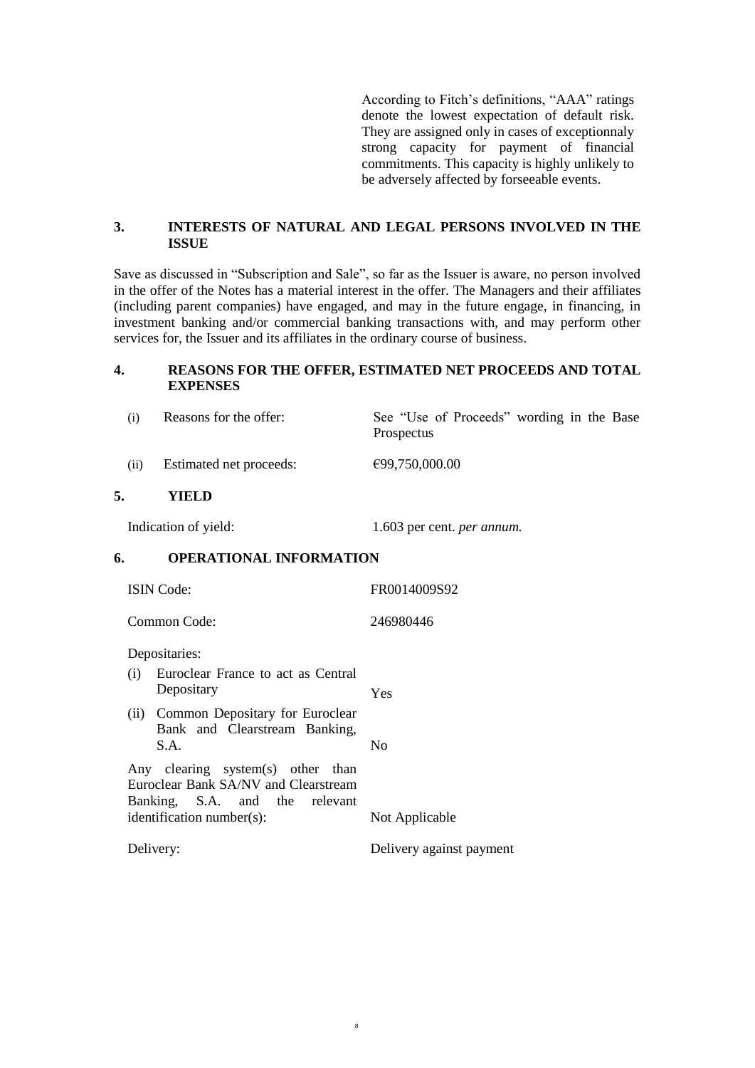According to Fitch's definitions, "AAA" ratings denote the lowest expectation of default risk. They are assigned only in cases of exceptionnaly strong capacity for payment of financial commitments. This capacity is highly unlikely to be adversely affected by forseeable events.

## 3. INTERESTS OF NATURAL AND LEGAL PERSONS INVOLVED IN THE ISSUE

Save as discussed in "Subscription and Sale", so far as the Issuer is aware, no person involved in the offer of the Notes has a material interest in the offer. The Managers and their affiliates (including parent companies) have engaged, and may in the future engage, in financing, in investment banking and/or commercial banking transactions with, and may perform other services for, the Issuer and its affiliates in the ordinary course of business.

## 4. REASONS FOR THE OFFER, ESTIMATED NET PROCEEDS AND TOTAL EXPENSES

| | |
|---|---|
| (i) Reasons for the offer: | See "Use of Proceeds" wording in the Base Prospectus |
| (ii) Estimated net proceeds: | €99,750,000.00 |

## 5. YIELD

| | |
|---|---|
| Indication of yield: | 1.603 per cent. *per annum.* |

## 6. OPERATIONAL INFORMATION

| | |
|---|---|
| ISIN Code: | FR0014009S92 |
| Common Code: | 246980446 |
| Depositaries: | |
| (i) Euroclear France to act as Central Depositary | Yes |
| (ii) Common Depositary for Euroclear Bank and Clearstream Banking, S.A. | No |
| Any clearing system(s) other than Euroclear Bank SA/NV and Clearstream Banking, S.A. and the relevant identification number(s): | Not Applicable |
| Delivery: | Delivery against payment |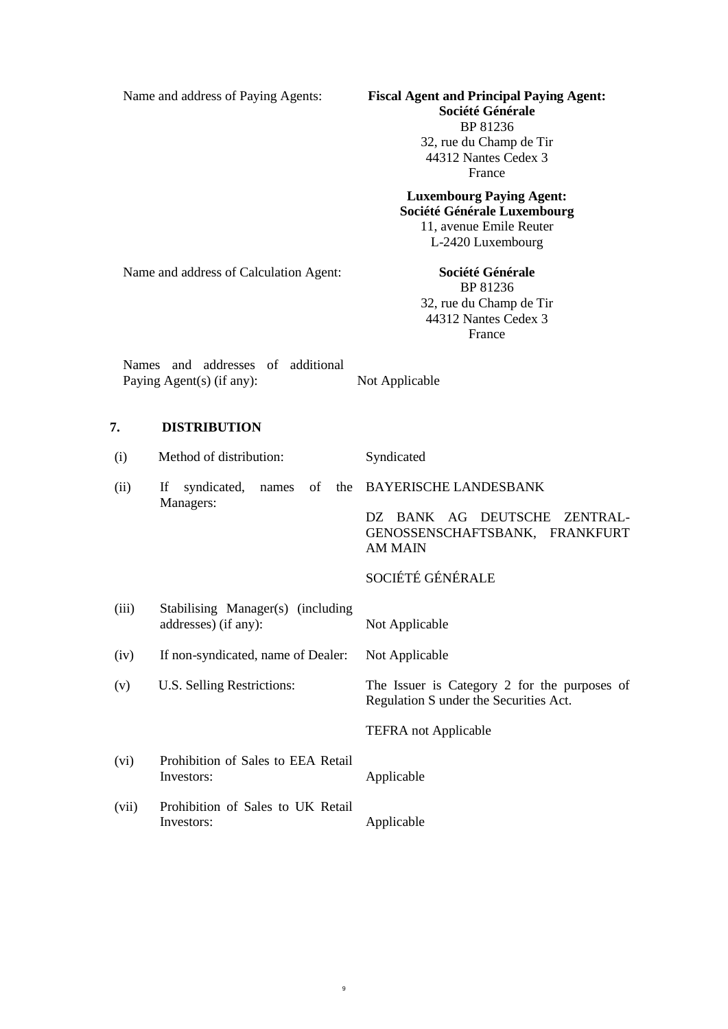| | |
|---|---|
| Name and address of Paying Agents: | **Fiscal Agent and Principal Paying Agent:**<br>**Société Générale**<br>BP 81236<br>32, rue du Champ de Tir<br>44312 Nantes Cedex 3<br>France<br><br>**Luxembourg Paying Agent:**<br>**Société Générale Luxembourg**<br>11, avenue Emile Reuter<br>L-2420 Luxembourg |
| Name and address of Calculation Agent: | **Société Générale**<br>BP 81236<br>32, rue du Champ de Tir<br>44312 Nantes Cedex 3<br>France |
| Names and addresses of additional Paying Agent(s) (if any): | Not Applicable |

## 7. DISTRIBUTION

| | | |
|---|---|---|
| (i) | Method of distribution: | Syndicated |
| (ii) | If syndicated, names of the Managers: | BAYERISCHE LANDESBANK<br><br>DZ BANK AG DEUTSCHE ZENTRAL-GENOSSENSCHAFTSBANK, FRANKFURT AM MAIN<br><br>SOCIÉTÉ GÉNÉRALE |
| (iii) | Stabilising Manager(s) (including addresses) (if any): | Not Applicable |
| (iv) | If non-syndicated, name of Dealer: | Not Applicable |
| (v) | U.S. Selling Restrictions: | The Issuer is Category 2 for the purposes of Regulation S under the Securities Act.<br><br>TEFRA not Applicable |
| (vi) | Prohibition of Sales to EEA Retail Investors: | Applicable |
| (vii) | Prohibition of Sales to UK Retail Investors: | Applicable |